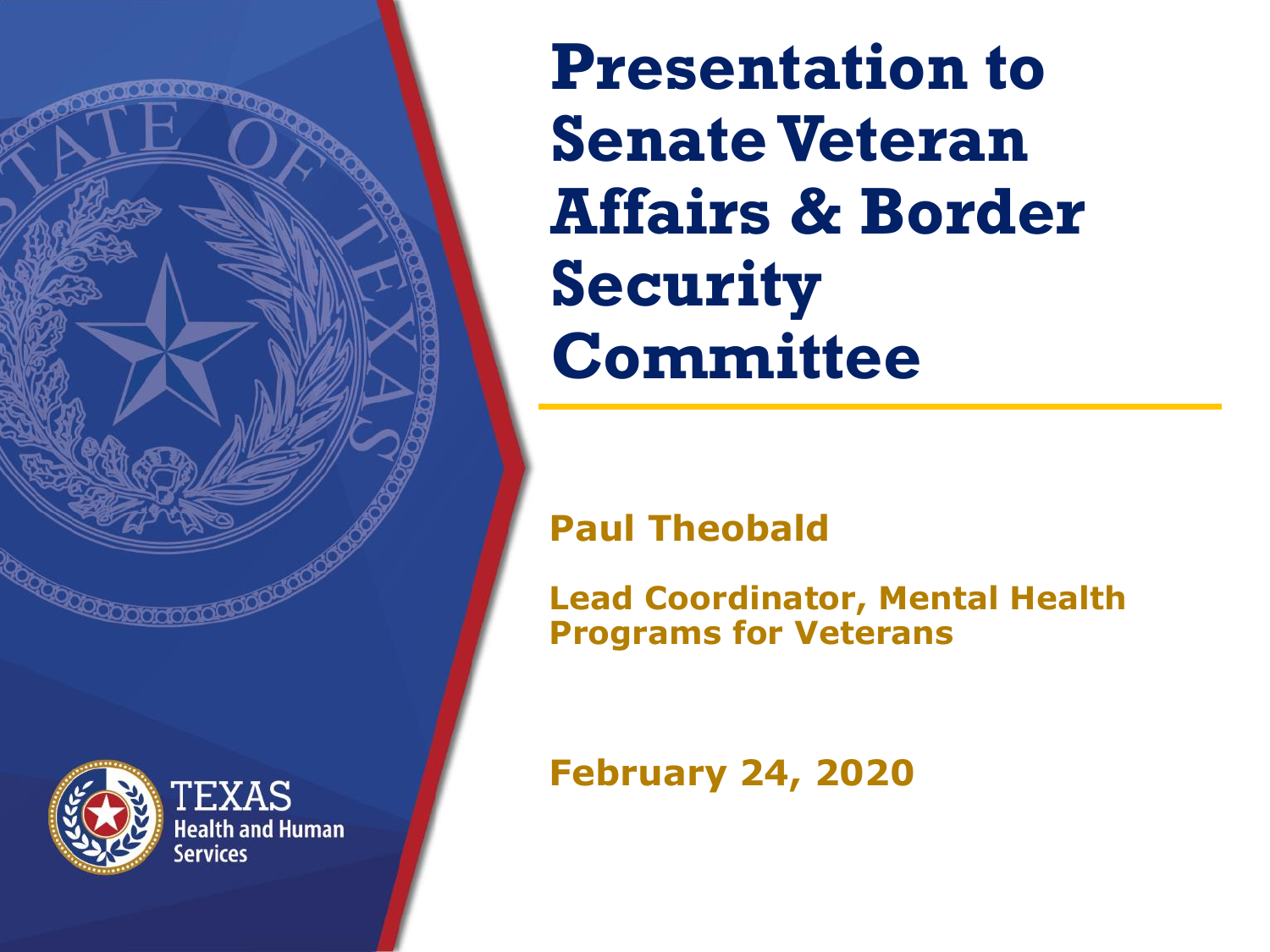# Presentation to Senate Veteran Affairs & Border Security Committee

**Paul Theobald**

**Lead Coordinator, Mental Health Programs for Veterans**

**February 24, 2020**

TEXAS Health and Human Services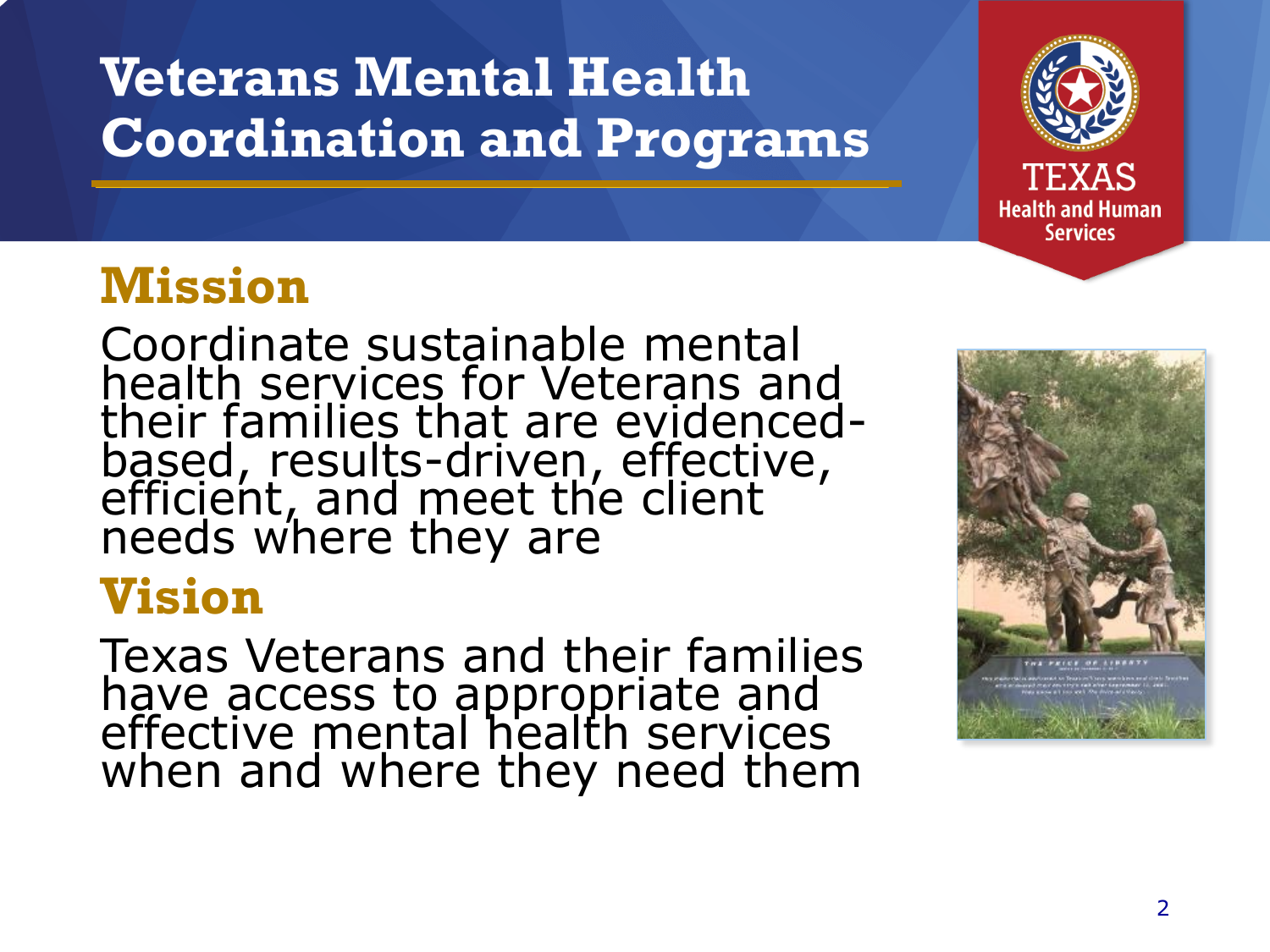# Veterans Mental Health Coordination and Programs

## Mission

Coordinate sustainable mental health services for Veterans and their families that are evidenced-based, results-driven, effective, efficient, and meet the client needs where they are

## Vision

Texas Veterans and their families have access to appropriate and effective mental health services when and where they need them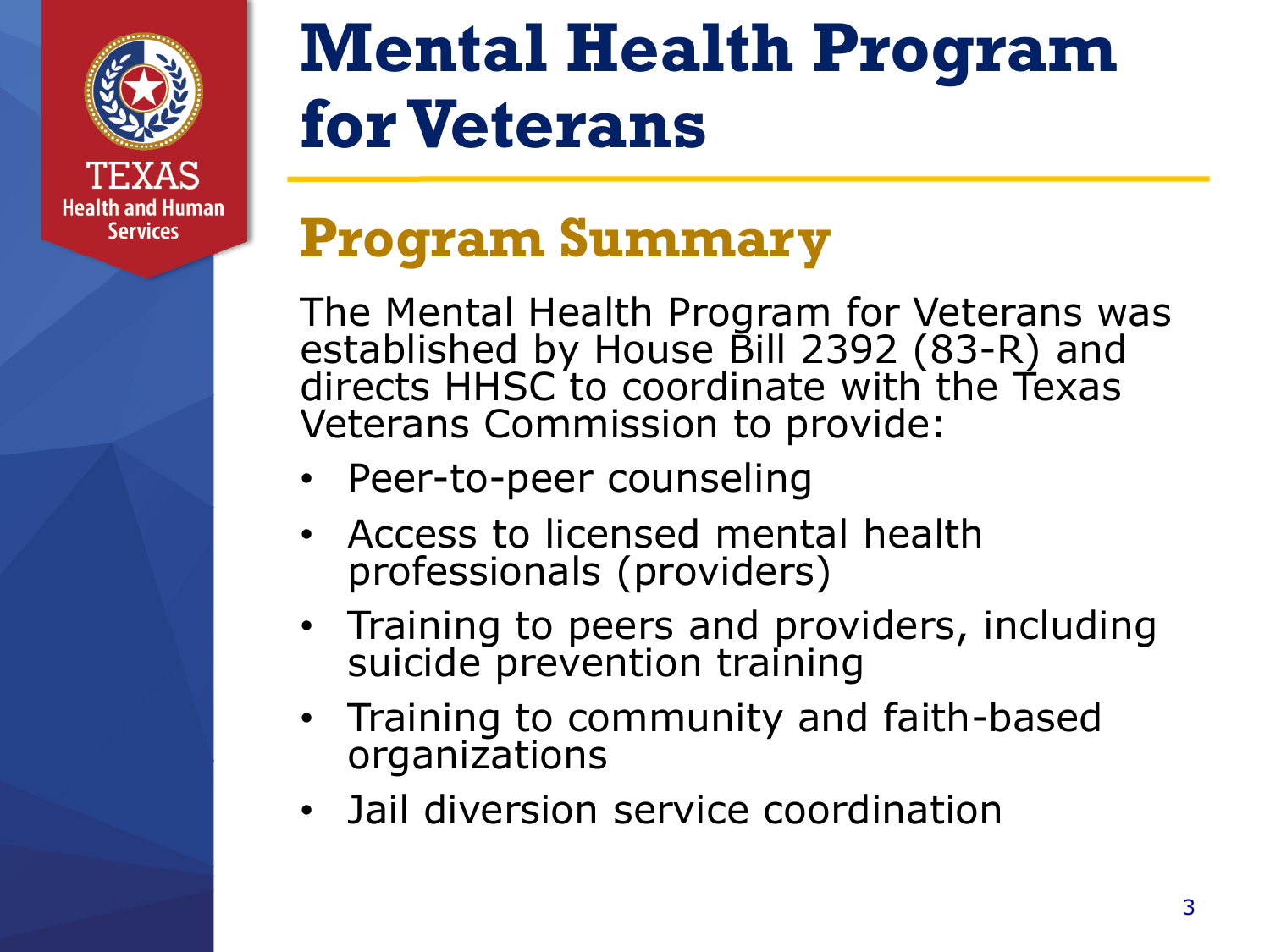# Mental Health Program for Veterans

## Program Summary

The Mental Health Program for Veterans was established by House Bill 2392 (83-R) and directs HHSC to coordinate with the Texas Veterans Commission to provide:

- Peer-to-peer counseling
- Access to licensed mental health professionals (providers)
- Training to peers and providers, including suicide prevention training
- Training to community and faith-based organizations
- Jail diversion service coordination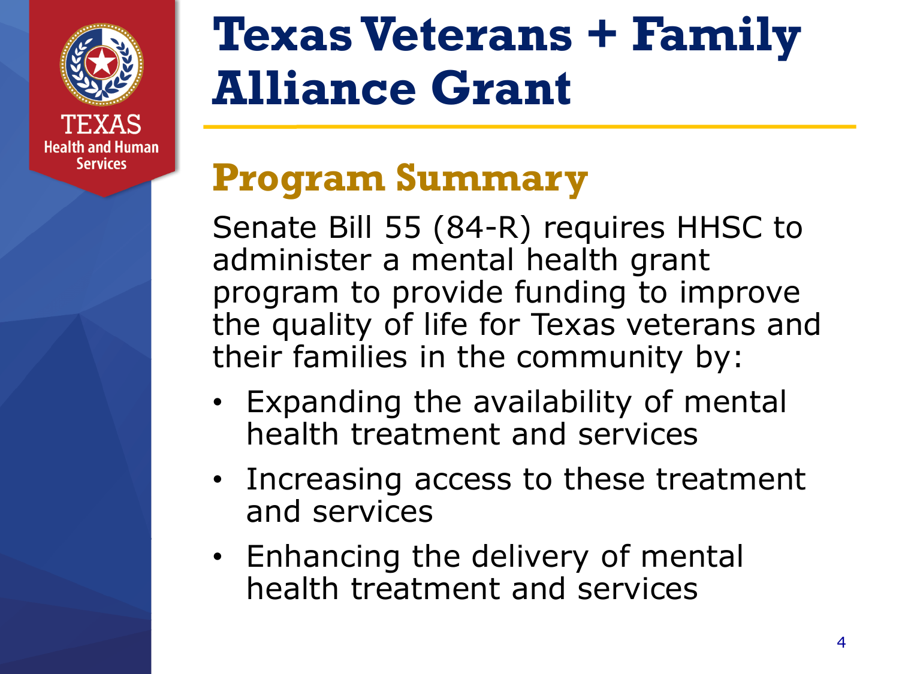# Texas Veterans + Family Alliance Grant

## Program Summary

Senate Bill 55 (84-R) requires HHSC to administer a mental health grant program to provide funding to improve the quality of life for Texas veterans and their families in the community by:

- Expanding the availability of mental health treatment and services
- Increasing access to these treatment and services
- Enhancing the delivery of mental health treatment and services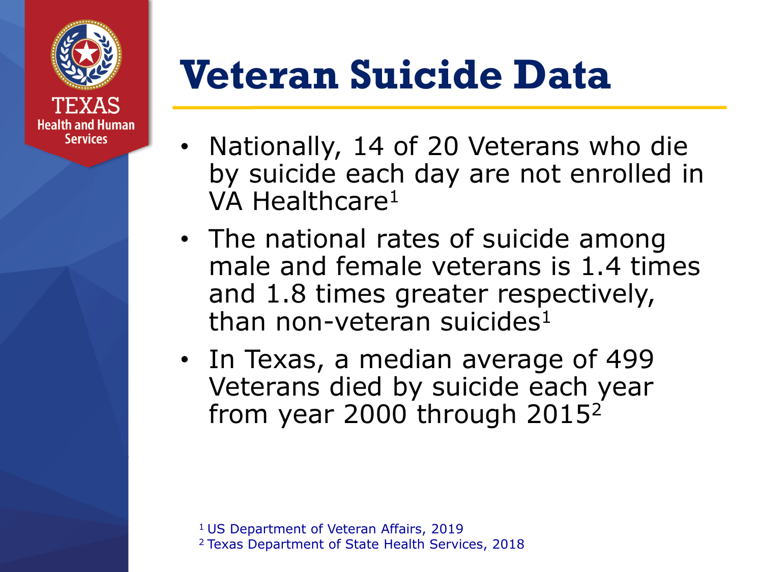# Veteran Suicide Data

- Nationally, 14 of 20 Veterans who die by suicide each day are not enrolled in VA Healthcare[1]
- The national rates of suicide among male and female veterans is 1.4 times and 1.8 times greater respectively, than non-veteran suicides[1]
- In Texas, a median average of 499 Veterans died by suicide each year from year 2000 through 2015[2]

[1] US Department of Veteran Affairs, 2019
[2] Texas Department of State Health Services, 2018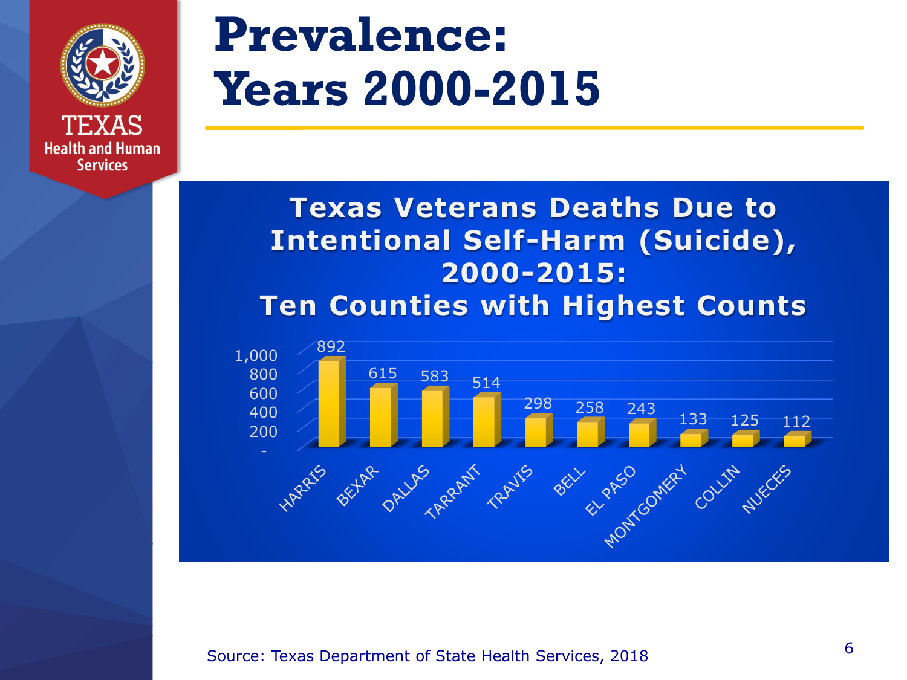# Prevalence: Years 2000-2015

## Texas Veterans Deaths Due to Intentional Self-Harm (Suicide), 2000-2015: Ten Counties with Highest Counts

| County | Deaths |
|---|---|
| HARRIS | 892 |
| BEXAR | 615 |
| DALLAS | 583 |
| TARRANT | 514 |
| TRAVIS | 298 |
| BELL | 258 |
| EL PASO | 243 |
| MONTGOMERY | 133 |
| COLLIN | 125 |
| NUECES | 112 |

Source: Texas Department of State Health Services, 2018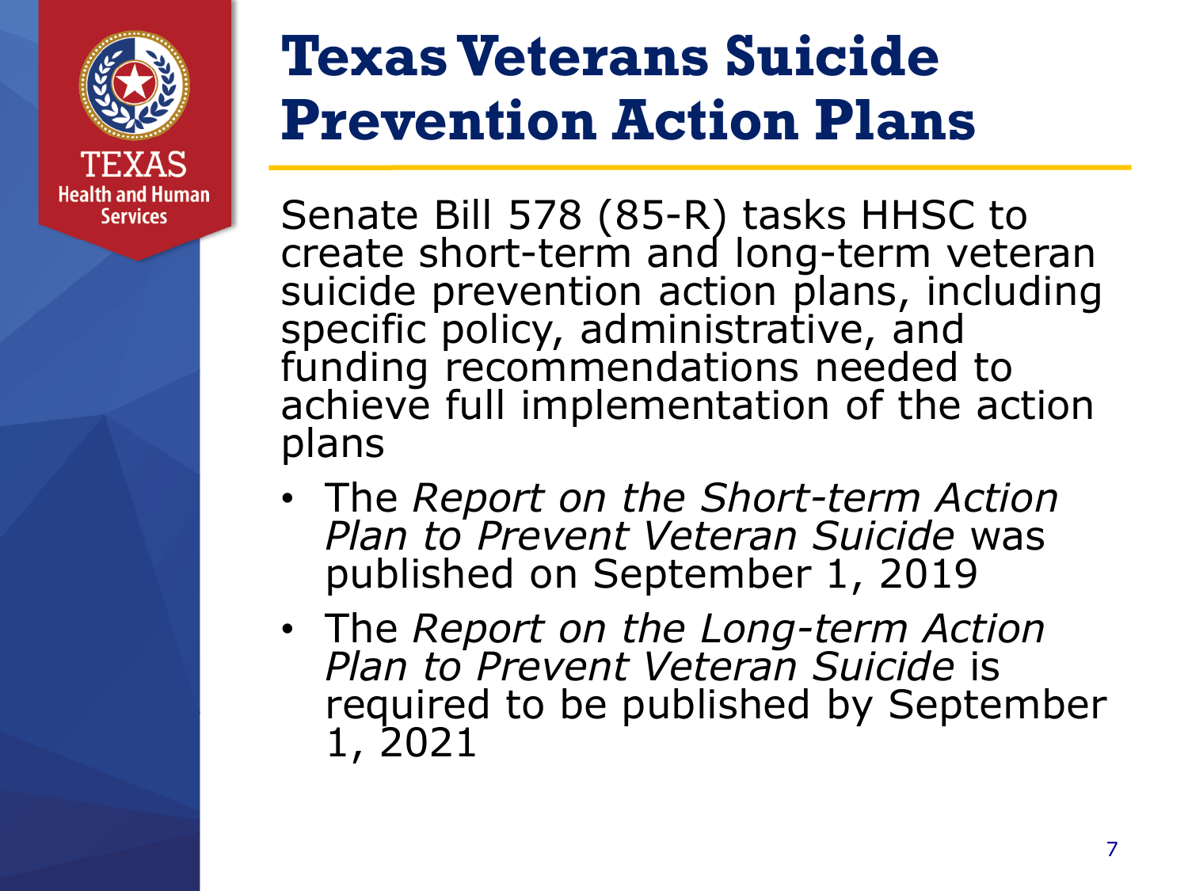# Texas Veterans Suicide Prevention Action Plans

Senate Bill 578 (85-R) tasks HHSC to create short-term and long-term veteran suicide prevention action plans, including specific policy, administrative, and funding recommendations needed to achieve full implementation of the action plans

- The *Report on the Short-term Action Plan to Prevent Veteran Suicide* was published on September 1, 2019
- The *Report on the Long-term Action Plan to Prevent Veteran Suicide* is required to be published by September 1, 2021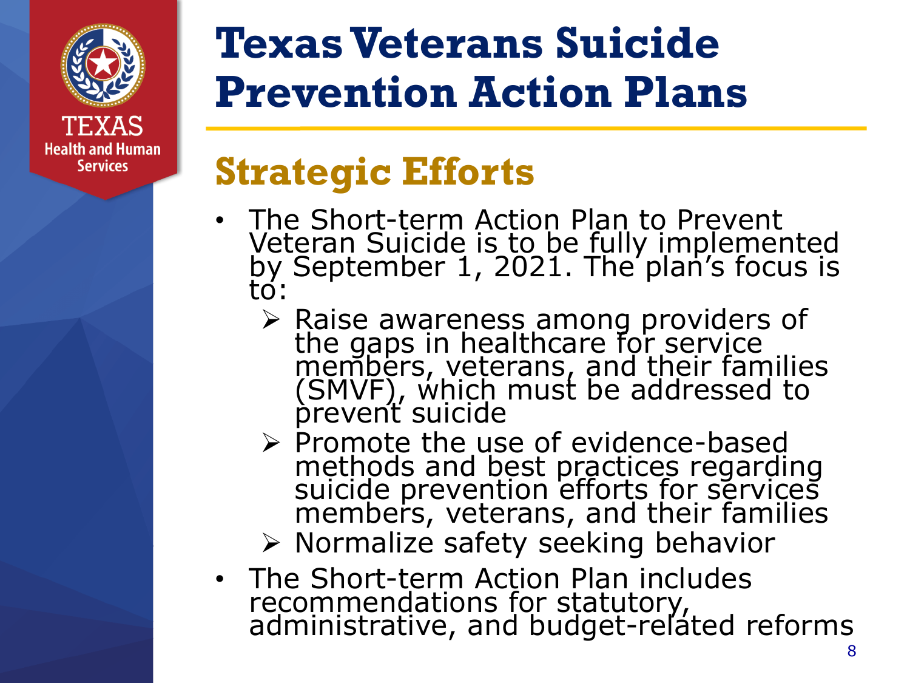# Texas Veterans Suicide Prevention Action Plans

## Strategic Efforts

- The Short-term Action Plan to Prevent Veteran Suicide is to be fully implemented by September 1, 2021. The plan's focus is to:
  - Raise awareness among providers of the gaps in healthcare for service members, veterans, and their families (SMVF), which must be addressed to prevent suicide
  - Promote the use of evidence-based methods and best practices regarding suicide prevention efforts for services members, veterans, and their families
  - Normalize safety seeking behavior
- The Short-term Action Plan includes recommendations for statutory, administrative, and budget-related reforms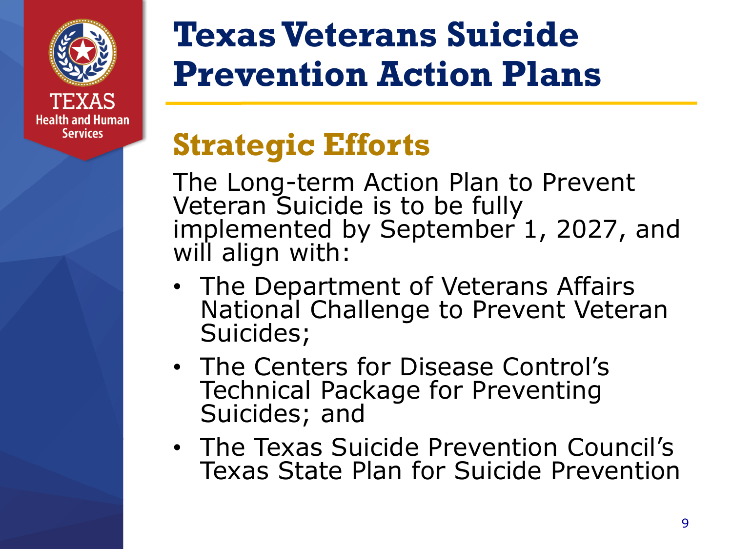# Texas Veterans Suicide Prevention Action Plans

## Strategic Efforts

The Long-term Action Plan to Prevent Veteran Suicide is to be fully implemented by September 1, 2027, and will align with:

- The Department of Veterans Affairs National Challenge to Prevent Veteran Suicides;
- The Centers for Disease Control's Technical Package for Preventing Suicides; and
- The Texas Suicide Prevention Council's Texas State Plan for Suicide Prevention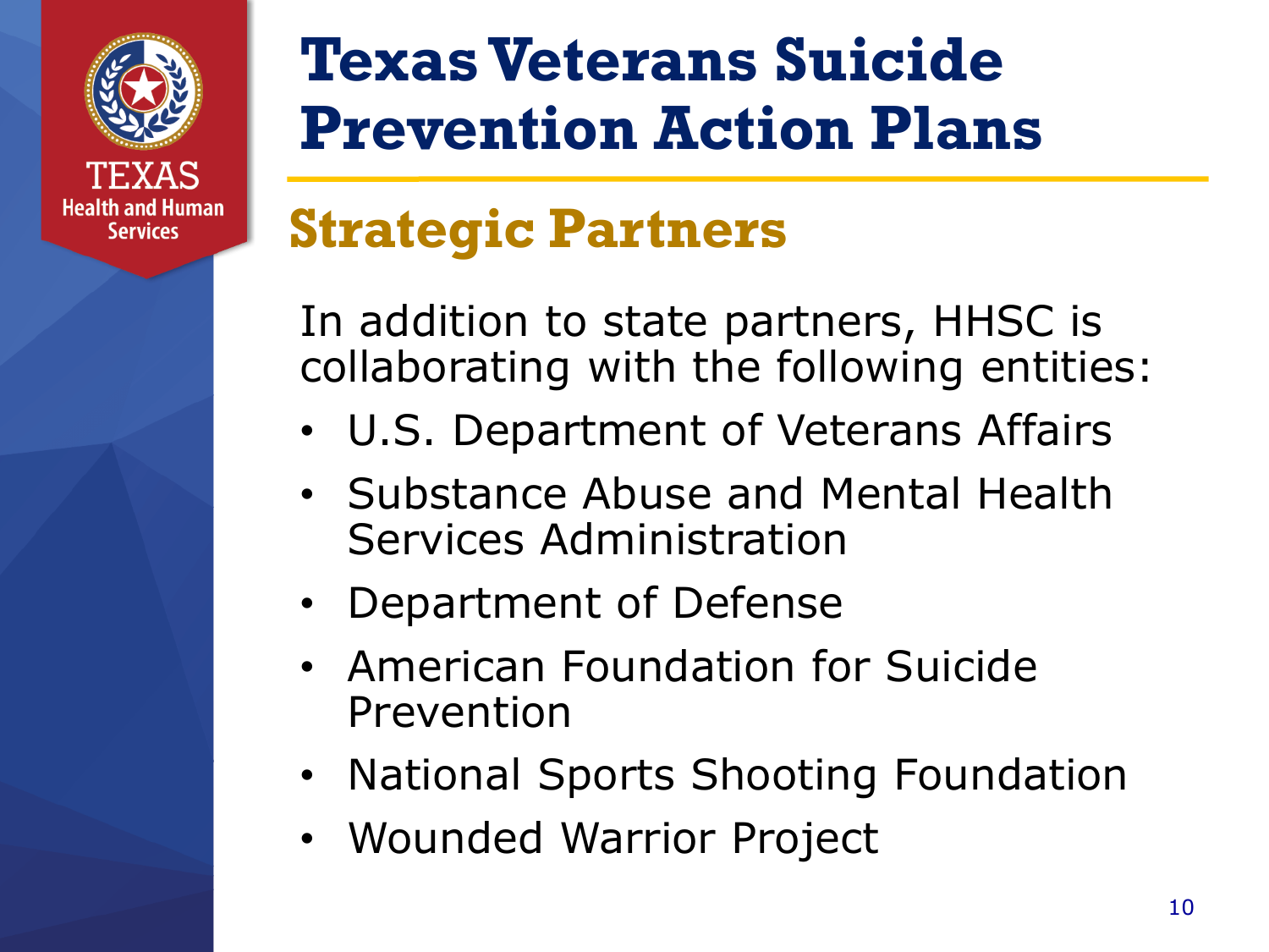# Texas Veterans Suicide Prevention Action Plans

## Strategic Partners

In addition to state partners, HHSC is collaborating with the following entities:

- U.S. Department of Veterans Affairs
- Substance Abuse and Mental Health Services Administration
- Department of Defense
- American Foundation for Suicide Prevention
- National Sports Shooting Foundation
- Wounded Warrior Project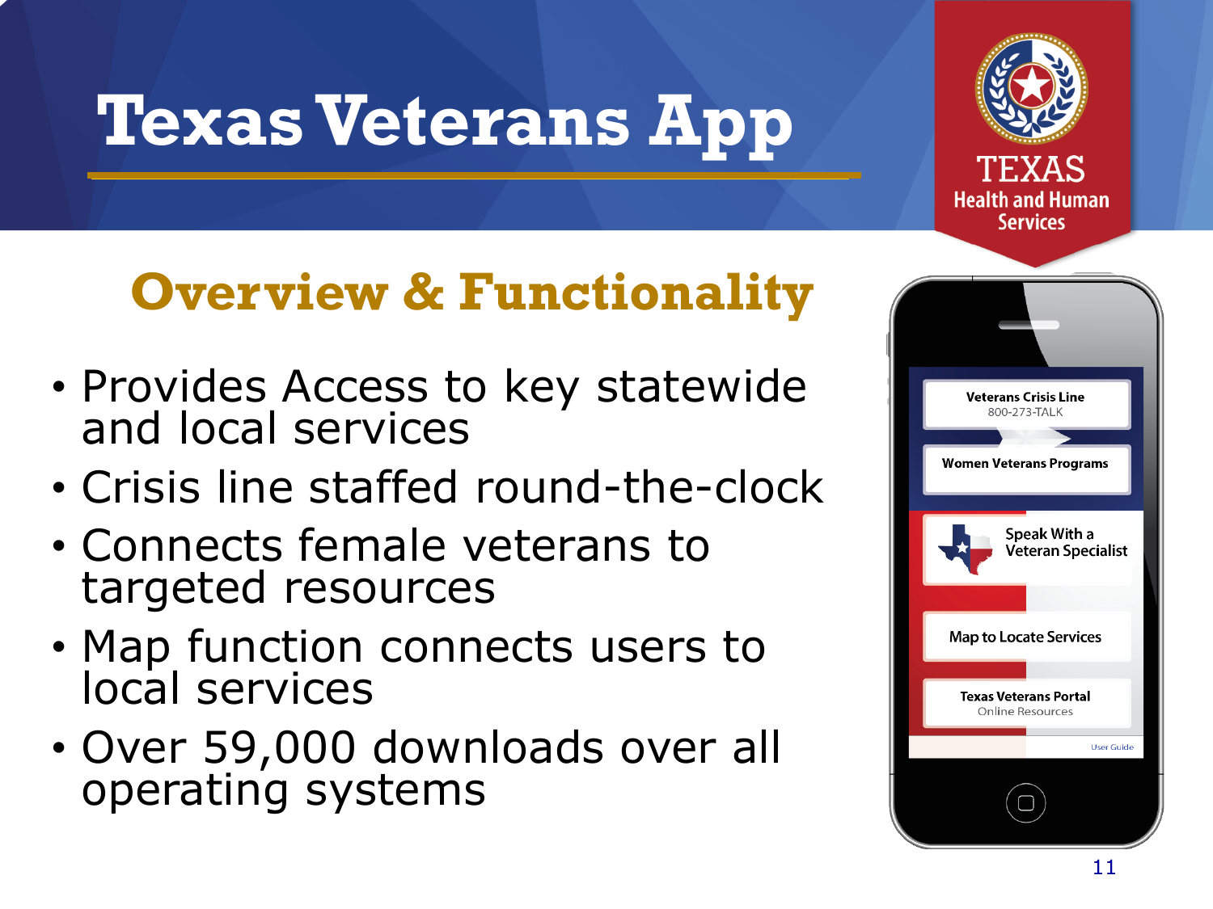# Texas Veterans App

TEXAS
Health and Human Services

## Overview & Functionality

- Provides Access to key statewide and local services
- Crisis line staffed round-the-clock
- Connects female veterans to targeted resources
- Map function connects users to local services
- Over 59,000 downloads over all operating systems

Veterans Crisis Line
800-273-TALK

Women Veterans Programs

Speak With a Veteran Specialist

Map to Locate Services

Texas Veterans Portal
Online Resources

User Guide